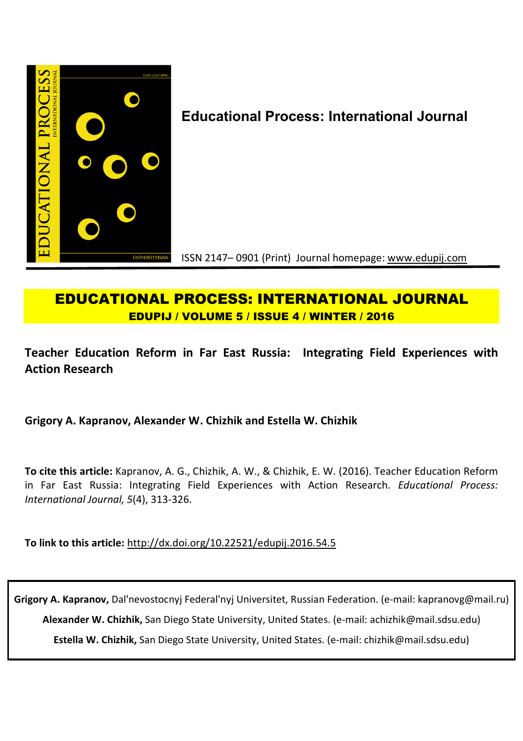**Educational Process: International Journal**

ISSN 2147– 0901 (Print) Journal homepage: www.edupij.com

# EDUCATIONAL PROCESS: INTERNATIONAL JOURNAL

**EDUPIJ / VOLUME 5 / ISSUE 4 / WINTER / 2016**

## Teacher Education Reform in Far East Russia: Integrating Field Experiences with Action Research

**Grigory A. Kapranov, Alexander W. Chizhik and Estella W. Chizhik**

**To cite this article:** Kapranov, A. G., Chizhik, A. W., & Chizhik, E. W. (2016). Teacher Education Reform in Far East Russia: Integrating Field Experiences with Action Research. *Educational Process: International Journal, 5*(4), 313-326.

**To link to this article:** http://dx.doi.org/10.22521/edupij.2016.54.5

**Grigory A. Kapranov,** Dal'nevostocnyj Federal'nyj Universitet, Russian Federation. (e-mail: kapranovg@mail.ru)

**Alexander W. Chizhik,** San Diego State University, United States. (e-mail: achizhik@mail.sdsu.edu)

**Estella W. Chizhik,** San Diego State University, United States. (e-mail: chizhik@mail.sdsu.edu)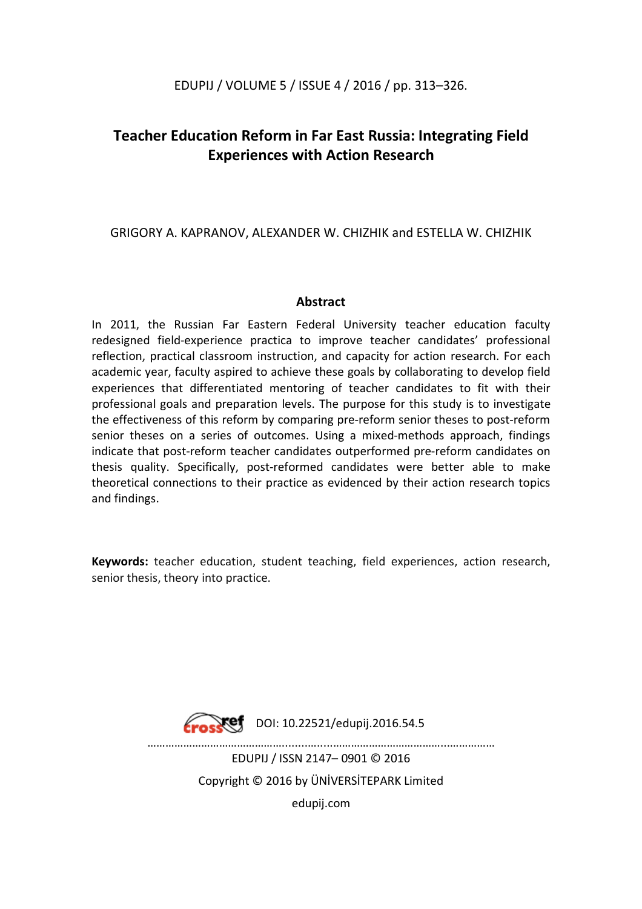# Teacher Education Reform in Far East Russia: Integrating Field Experiences with Action Research

GRIGORY A. KAPRANOV, ALEXANDER W. CHIZHIK and ESTELLA W. CHIZHIK

## Abstract

In 2011, the Russian Far Eastern Federal University teacher education faculty redesigned field-experience practica to improve teacher candidates' professional reflection, practical classroom instruction, and capacity for action research. For each academic year, faculty aspired to achieve these goals by collaborating to develop field experiences that differentiated mentoring of teacher candidates to fit with their professional goals and preparation levels. The purpose for this study is to investigate the effectiveness of this reform by comparing pre-reform senior theses to post-reform senior theses on a series of outcomes. Using a mixed-methods approach, findings indicate that post-reform teacher candidates outperformed pre-reform candidates on thesis quality. Specifically, post-reformed candidates were better able to make theoretical connections to their practice as evidenced by their action research topics and findings.

**Keywords:** teacher education, student teaching, field experiences, action research, senior thesis, theory into practice.

DOI: 10.22521/edupij.2016.54.5

EDUPIJ / ISSN 2147– 0901 © 2016

Copyright © 2016 by ÜNİVERSİTEPARK Limited

edupij.com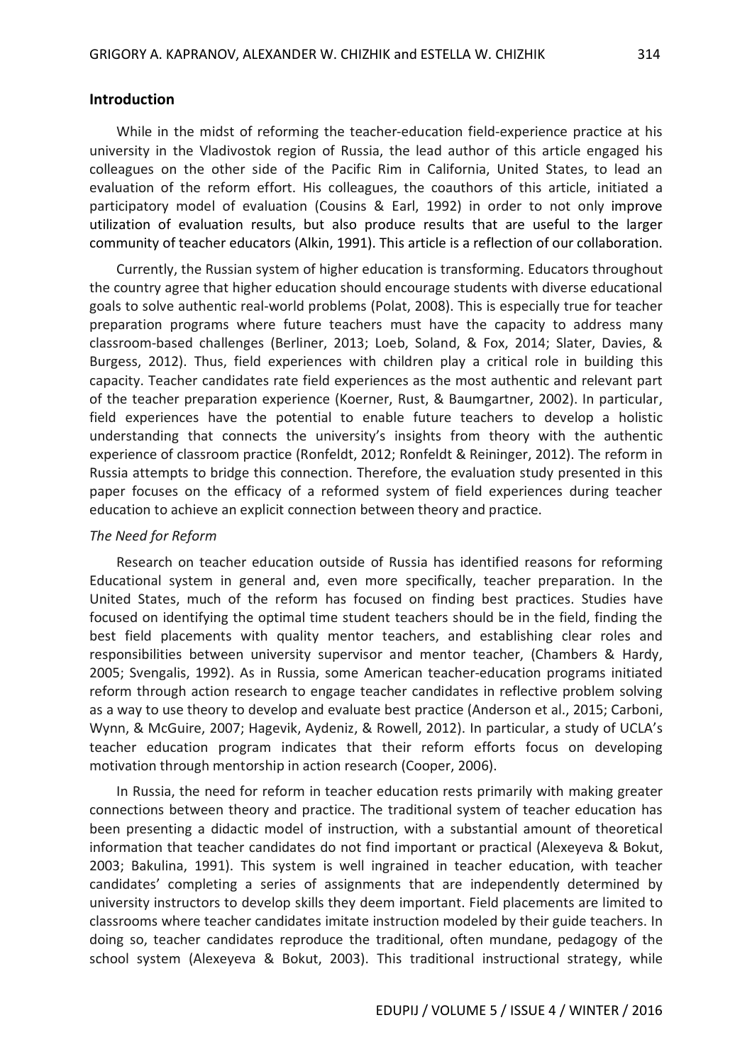## Introduction

While in the midst of reforming the teacher-education field-experience practice at his university in the Vladivostok region of Russia, the lead author of this article engaged his colleagues on the other side of the Pacific Rim in California, United States, to lead an evaluation of the reform effort. His colleagues, the coauthors of this article, initiated a participatory model of evaluation (Cousins & Earl, 1992) in order to not only improve utilization of evaluation results, but also produce results that are useful to the larger community of teacher educators (Alkin, 1991). This article is a reflection of our collaboration.

Currently, the Russian system of higher education is transforming. Educators throughout the country agree that higher education should encourage students with diverse educational goals to solve authentic real-world problems (Polat, 2008). This is especially true for teacher preparation programs where future teachers must have the capacity to address many classroom-based challenges (Berliner, 2013; Loeb, Soland, & Fox, 2014; Slater, Davies, & Burgess, 2012). Thus, field experiences with children play a critical role in building this capacity. Teacher candidates rate field experiences as the most authentic and relevant part of the teacher preparation experience (Koerner, Rust, & Baumgartner, 2002). In particular, field experiences have the potential to enable future teachers to develop a holistic understanding that connects the university's insights from theory with the authentic experience of classroom practice (Ronfeldt, 2012; Ronfeldt & Reininger, 2012). The reform in Russia attempts to bridge this connection. Therefore, the evaluation study presented in this paper focuses on the efficacy of a reformed system of field experiences during teacher education to achieve an explicit connection between theory and practice.

### *The Need for Reform*

Research on teacher education outside of Russia has identified reasons for reforming Educational system in general and, even more specifically, teacher preparation. In the United States, much of the reform has focused on finding best practices. Studies have focused on identifying the optimal time student teachers should be in the field, finding the best field placements with quality mentor teachers, and establishing clear roles and responsibilities between university supervisor and mentor teacher, (Chambers & Hardy, 2005; Svengalis, 1992). As in Russia, some American teacher-education programs initiated reform through action research to engage teacher candidates in reflective problem solving as a way to use theory to develop and evaluate best practice (Anderson et al., 2015; Carboni, Wynn, & McGuire, 2007; Hagevik, Aydeniz, & Rowell, 2012). In particular, a study of UCLA's teacher education program indicates that their reform efforts focus on developing motivation through mentorship in action research (Cooper, 2006).

In Russia, the need for reform in teacher education rests primarily with making greater connections between theory and practice. The traditional system of teacher education has been presenting a didactic model of instruction, with a substantial amount of theoretical information that teacher candidates do not find important or practical (Alexeyeva & Bokut, 2003; Bakulina, 1991). This system is well ingrained in teacher education, with teacher candidates' completing a series of assignments that are independently determined by university instructors to develop skills they deem important. Field placements are limited to classrooms where teacher candidates imitate instruction modeled by their guide teachers. In doing so, teacher candidates reproduce the traditional, often mundane, pedagogy of the school system (Alexeyeva & Bokut, 2003). This traditional instructional strategy, while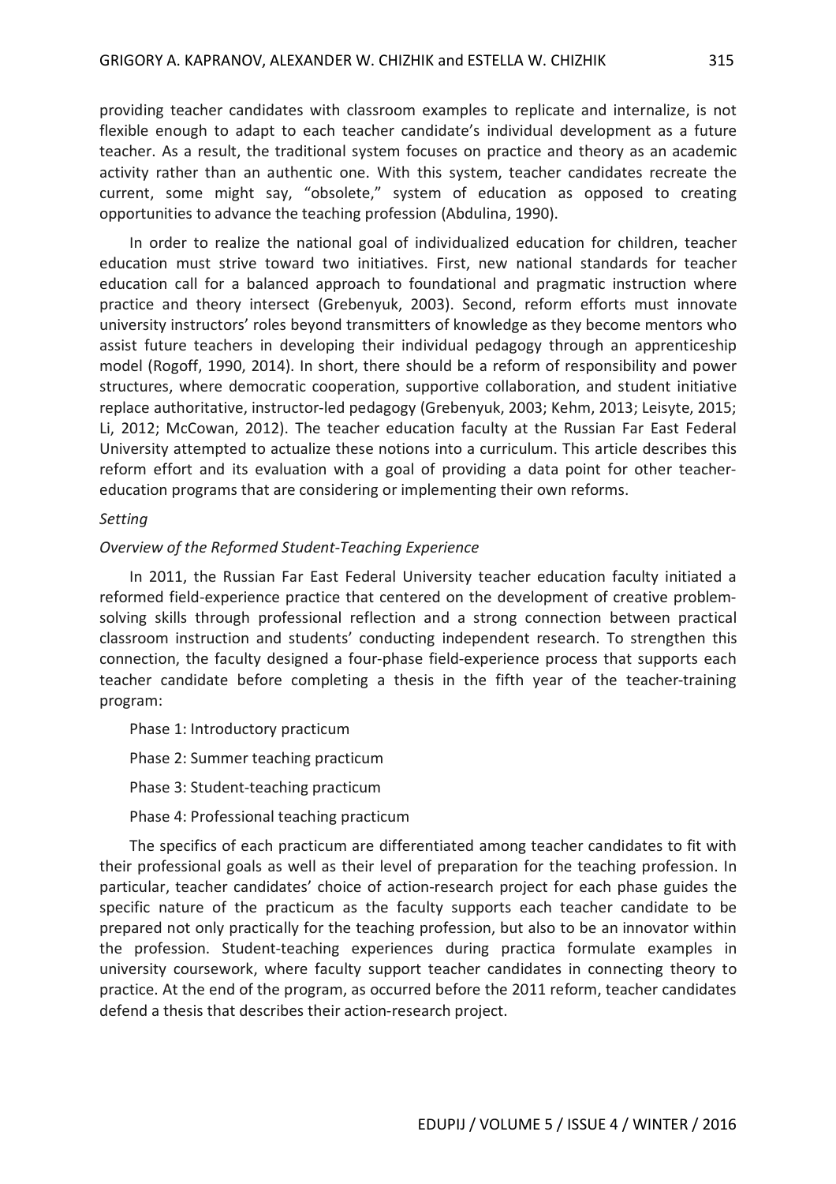providing teacher candidates with classroom examples to replicate and internalize, is not flexible enough to adapt to each teacher candidate's individual development as a future teacher. As a result, the traditional system focuses on practice and theory as an academic activity rather than an authentic one. With this system, teacher candidates recreate the current, some might say, "obsolete," system of education as opposed to creating opportunities to advance the teaching profession (Abdulina, 1990).

In order to realize the national goal of individualized education for children, teacher education must strive toward two initiatives. First, new national standards for teacher education call for a balanced approach to foundational and pragmatic instruction where practice and theory intersect (Grebenyuk, 2003). Second, reform efforts must innovate university instructors' roles beyond transmitters of knowledge as they become mentors who assist future teachers in developing their individual pedagogy through an apprenticeship model (Rogoff, 1990, 2014). In short, there should be a reform of responsibility and power structures, where democratic cooperation, supportive collaboration, and student initiative replace authoritative, instructor-led pedagogy (Grebenyuk, 2003; Kehm, 2013; Leisyte, 2015; Li, 2012; McCowan, 2012). The teacher education faculty at the Russian Far East Federal University attempted to actualize these notions into a curriculum. This article describes this reform effort and its evaluation with a goal of providing a data point for other teacher-education programs that are considering or implementing their own reforms.

*Setting*

*Overview of the Reformed Student-Teaching Experience*

In 2011, the Russian Far East Federal University teacher education faculty initiated a reformed field-experience practice that centered on the development of creative problem-solving skills through professional reflection and a strong connection between practical classroom instruction and students' conducting independent research. To strengthen this connection, the faculty designed a four-phase field-experience process that supports each teacher candidate before completing a thesis in the fifth year of the teacher-training program:

Phase 1: Introductory practicum

Phase 2: Summer teaching practicum

Phase 3: Student-teaching practicum

Phase 4: Professional teaching practicum

The specifics of each practicum are differentiated among teacher candidates to fit with their professional goals as well as their level of preparation for the teaching profession. In particular, teacher candidates' choice of action-research project for each phase guides the specific nature of the practicum as the faculty supports each teacher candidate to be prepared not only practically for the teaching profession, but also to be an innovator within the profession. Student-teaching experiences during practica formulate examples in university coursework, where faculty support teacher candidates in connecting theory to practice. At the end of the program, as occurred before the 2011 reform, teacher candidates defend a thesis that describes their action-research project.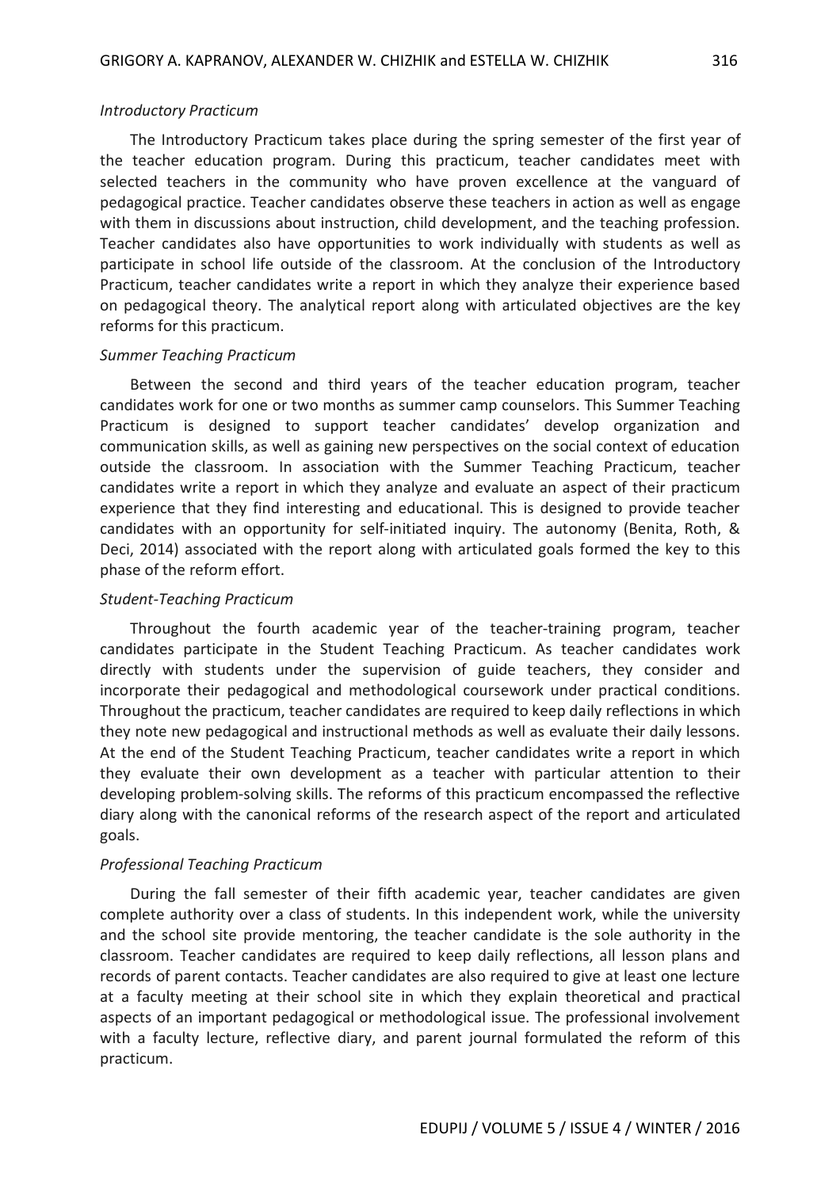*Introductory Practicum*

The Introductory Practicum takes place during the spring semester of the first year of the teacher education program. During this practicum, teacher candidates meet with selected teachers in the community who have proven excellence at the vanguard of pedagogical practice. Teacher candidates observe these teachers in action as well as engage with them in discussions about instruction, child development, and the teaching profession. Teacher candidates also have opportunities to work individually with students as well as participate in school life outside of the classroom. At the conclusion of the Introductory Practicum, teacher candidates write a report in which they analyze their experience based on pedagogical theory. The analytical report along with articulated objectives are the key reforms for this practicum.

*Summer Teaching Practicum*

Between the second and third years of the teacher education program, teacher candidates work for one or two months as summer camp counselors. This Summer Teaching Practicum is designed to support teacher candidates' develop organization and communication skills, as well as gaining new perspectives on the social context of education outside the classroom. In association with the Summer Teaching Practicum, teacher candidates write a report in which they analyze and evaluate an aspect of their practicum experience that they find interesting and educational. This is designed to provide teacher candidates with an opportunity for self-initiated inquiry. The autonomy (Benita, Roth, & Deci, 2014) associated with the report along with articulated goals formed the key to this phase of the reform effort.

*Student-Teaching Practicum*

Throughout the fourth academic year of the teacher-training program, teacher candidates participate in the Student Teaching Practicum. As teacher candidates work directly with students under the supervision of guide teachers, they consider and incorporate their pedagogical and methodological coursework under practical conditions. Throughout the practicum, teacher candidates are required to keep daily reflections in which they note new pedagogical and instructional methods as well as evaluate their daily lessons. At the end of the Student Teaching Practicum, teacher candidates write a report in which they evaluate their own development as a teacher with particular attention to their developing problem-solving skills. The reforms of this practicum encompassed the reflective diary along with the canonical reforms of the research aspect of the report and articulated goals.

*Professional Teaching Practicum*

During the fall semester of their fifth academic year, teacher candidates are given complete authority over a class of students. In this independent work, while the university and the school site provide mentoring, the teacher candidate is the sole authority in the classroom. Teacher candidates are required to keep daily reflections, all lesson plans and records of parent contacts. Teacher candidates are also required to give at least one lecture at a faculty meeting at their school site in which they explain theoretical and practical aspects of an important pedagogical or methodological issue. The professional involvement with a faculty lecture, reflective diary, and parent journal formulated the reform of this practicum.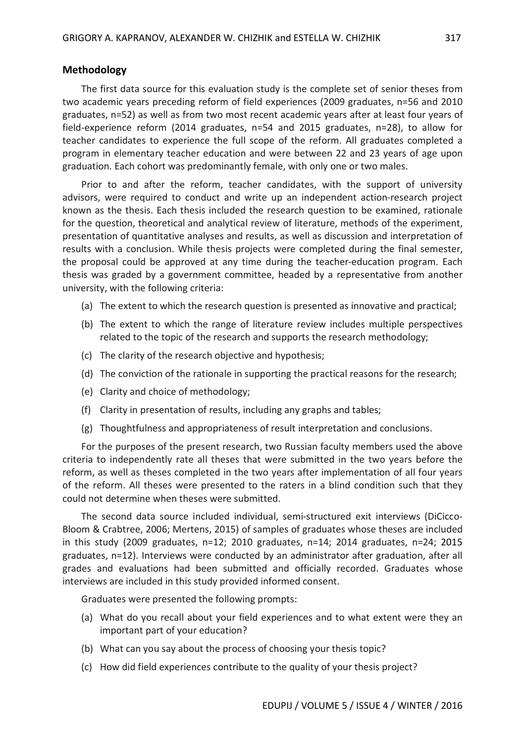## Methodology

The first data source for this evaluation study is the complete set of senior theses from two academic years preceding reform of field experiences (2009 graduates, n=56 and 2010 graduates, n=52) as well as from two most recent academic years after at least four years of field-experience reform (2014 graduates, n=54 and 2015 graduates, n=28), to allow for teacher candidates to experience the full scope of the reform. All graduates completed a program in elementary teacher education and were between 22 and 23 years of age upon graduation. Each cohort was predominantly female, with only one or two males.

Prior to and after the reform, teacher candidates, with the support of university advisors, were required to conduct and write up an independent action-research project known as the thesis. Each thesis included the research question to be examined, rationale for the question, theoretical and analytical review of literature, methods of the experiment, presentation of quantitative analyses and results, as well as discussion and interpretation of results with a conclusion. While thesis projects were completed during the final semester, the proposal could be approved at any time during the teacher-education program. Each thesis was graded by a government committee, headed by a representative from another university, with the following criteria:

(a) The extent to which the research question is presented as innovative and practical;

(b) The extent to which the range of literature review includes multiple perspectives related to the topic of the research and supports the research methodology;

(c) The clarity of the research objective and hypothesis;

(d) The conviction of the rationale in supporting the practical reasons for the research;

(e) Clarity and choice of methodology;

(f) Clarity in presentation of results, including any graphs and tables;

(g) Thoughtfulness and appropriateness of result interpretation and conclusions.

For the purposes of the present research, two Russian faculty members used the above criteria to independently rate all theses that were submitted in the two years before the reform, as well as theses completed in the two years after implementation of all four years of the reform. All theses were presented to the raters in a blind condition such that they could not determine when theses were submitted.

The second data source included individual, semi-structured exit interviews (DiCicco-Bloom & Crabtree, 2006; Mertens, 2015) of samples of graduates whose theses are included in this study (2009 graduates, n=12; 2010 graduates, n=14; 2014 graduates, n=24; 2015 graduates, n=12). Interviews were conducted by an administrator after graduation, after all grades and evaluations had been submitted and officially recorded. Graduates whose interviews are included in this study provided informed consent.

Graduates were presented the following prompts:

(a) What do you recall about your field experiences and to what extent were they an important part of your education?

(b) What can you say about the process of choosing your thesis topic?

(c) How did field experiences contribute to the quality of your thesis project?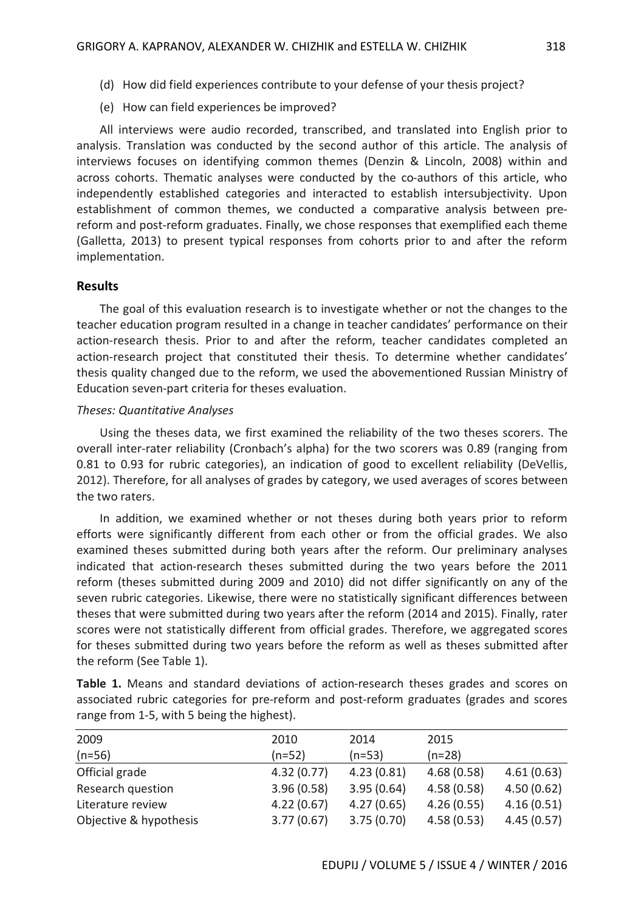(d) How did field experiences contribute to your defense of your thesis project?

(e) How can field experiences be improved?

All interviews were audio recorded, transcribed, and translated into English prior to analysis. Translation was conducted by the second author of this article. The analysis of interviews focuses on identifying common themes (Denzin & Lincoln, 2008) within and across cohorts. Thematic analyses were conducted by the co-authors of this article, who independently established categories and interacted to establish intersubjectivity. Upon establishment of common themes, we conducted a comparative analysis between pre-reform and post-reform graduates. Finally, we chose responses that exemplified each theme (Galletta, 2013) to present typical responses from cohorts prior to and after the reform implementation.

## Results

The goal of this evaluation research is to investigate whether or not the changes to the teacher education program resulted in a change in teacher candidates' performance on their action-research thesis. Prior to and after the reform, teacher candidates completed an action-research project that constituted their thesis. To determine whether candidates' thesis quality changed due to the reform, we used the abovementioned Russian Ministry of Education seven-part criteria for theses evaluation.

### *Theses: Quantitative Analyses*

Using the theses data, we first examined the reliability of the two theses scorers. The overall inter-rater reliability (Cronbach's alpha) for the two scorers was 0.89 (ranging from 0.81 to 0.93 for rubric categories), an indication of good to excellent reliability (DeVellis, 2012). Therefore, for all analyses of grades by category, we used averages of scores between the two raters.

In addition, we examined whether or not theses during both years prior to reform efforts were significantly different from each other or from the official grades. We also examined theses submitted during both years after the reform. Our preliminary analyses indicated that action-research theses submitted during the two years before the 2011 reform (theses submitted during 2009 and 2010) did not differ significantly on any of the seven rubric categories. Likewise, there were no statistically significant differences between theses that were submitted during two years after the reform (2014 and 2015). Finally, rater scores were not statistically different from official grades. Therefore, we aggregated scores for theses submitted during two years before the reform as well as theses submitted after the reform (See Table 1).

**Table 1.** Means and standard deviations of action-research theses grades and scores on associated rubric categories for pre-reform and post-reform graduates (grades and scores range from 1-5, with 5 being the highest).

| 2009 (n=56) | 2010 (n=52) | 2014 (n=53) | 2015 (n=28) | |
|---|---|---|---|---|
| Official grade | 4.32 (0.77) | 4.23 (0.81) | 4.68 (0.58) | 4.61 (0.63) |
| Research question | 3.96 (0.58) | 3.95 (0.64) | 4.58 (0.58) | 4.50 (0.62) |
| Literature review | 4.22 (0.67) | 4.27 (0.65) | 4.26 (0.55) | 4.16 (0.51) |
| Objective & hypothesis | 3.77 (0.67) | 3.75 (0.70) | 4.58 (0.53) | 4.45 (0.57) |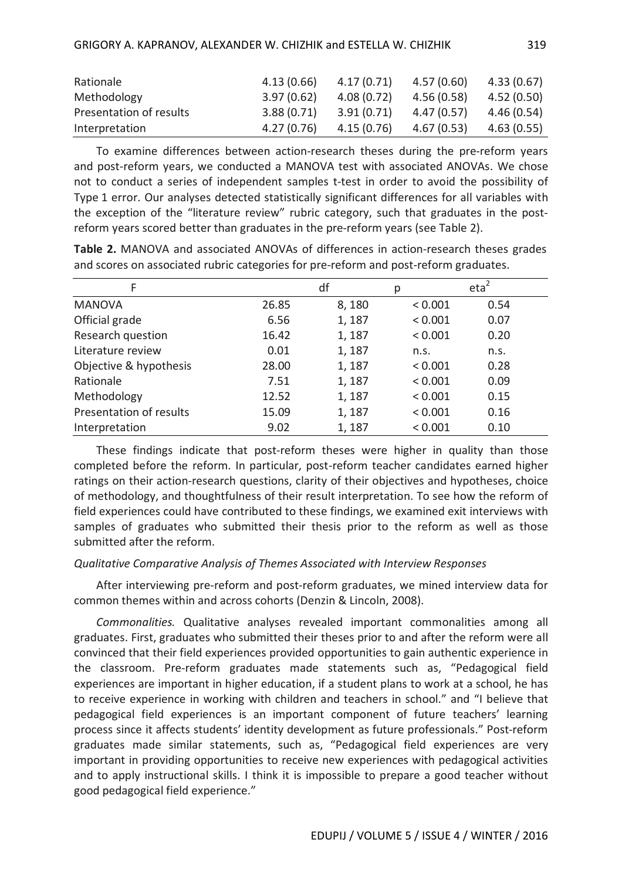| Rationale | 4.13 (0.66) | 4.17 (0.71) | 4.57 (0.60) | 4.33 (0.67) |
|---|---|---|---|---|
| Methodology | 3.97 (0.62) | 4.08 (0.72) | 4.56 (0.58) | 4.52 (0.50) |
| Presentation of results | 3.88 (0.71) | 3.91 (0.71) | 4.47 (0.57) | 4.46 (0.54) |
| Interpretation | 4.27 (0.76) | 4.15 (0.76) | 4.67 (0.53) | 4.63 (0.55) |

To examine differences between action-research theses during the pre-reform years and post-reform years, we conducted a MANOVA test with associated ANOVAs. We chose not to conduct a series of independent samples t-test in order to avoid the possibility of Type 1 error. Our analyses detected statistically significant differences for all variables with the exception of the "literature review" rubric category, such that graduates in the post-reform years scored better than graduates in the pre-reform years (see Table 2).

**Table 2.** MANOVA and associated ANOVAs of differences in action-research theses grades and scores on associated rubric categories for pre-reform and post-reform graduates.

| F | | df | p | $eta^2$ |
|---|---|---|---|---|
| MANOVA | 26.85 | 8, 180 | < 0.001 | 0.54 |
| Official grade | 6.56 | 1, 187 | < 0.001 | 0.07 |
| Research question | 16.42 | 1, 187 | < 0.001 | 0.20 |
| Literature review | 0.01 | 1, 187 | n.s. | n.s. |
| Objective & hypothesis | 28.00 | 1, 187 | < 0.001 | 0.28 |
| Rationale | 7.51 | 1, 187 | < 0.001 | 0.09 |
| Methodology | 12.52 | 1, 187 | < 0.001 | 0.15 |
| Presentation of results | 15.09 | 1, 187 | < 0.001 | 0.16 |
| Interpretation | 9.02 | 1, 187 | < 0.001 | 0.10 |

These findings indicate that post-reform theses were higher in quality than those completed before the reform. In particular, post-reform teacher candidates earned higher ratings on their action-research questions, clarity of their objectives and hypotheses, choice of methodology, and thoughtfulness of their result interpretation. To see how the reform of field experiences could have contributed to these findings, we examined exit interviews with samples of graduates who submitted their thesis prior to the reform as well as those submitted after the reform.

*Qualitative Comparative Analysis of Themes Associated with Interview Responses*

After interviewing pre-reform and post-reform graduates, we mined interview data for common themes within and across cohorts (Denzin & Lincoln, 2008).

*Commonalities.* Qualitative analyses revealed important commonalities among all graduates. First, graduates who submitted their theses prior to and after the reform were all convinced that their field experiences provided opportunities to gain authentic experience in the classroom. Pre-reform graduates made statements such as, "Pedagogical field experiences are important in higher education, if a student plans to work at a school, he has to receive experience in working with children and teachers in school." and "I believe that pedagogical field experiences is an important component of future teachers' learning process since it affects students' identity development as future professionals." Post-reform graduates made similar statements, such as, "Pedagogical field experiences are very important in providing opportunities to receive new experiences with pedagogical activities and to apply instructional skills. I think it is impossible to prepare a good teacher without good pedagogical field experience."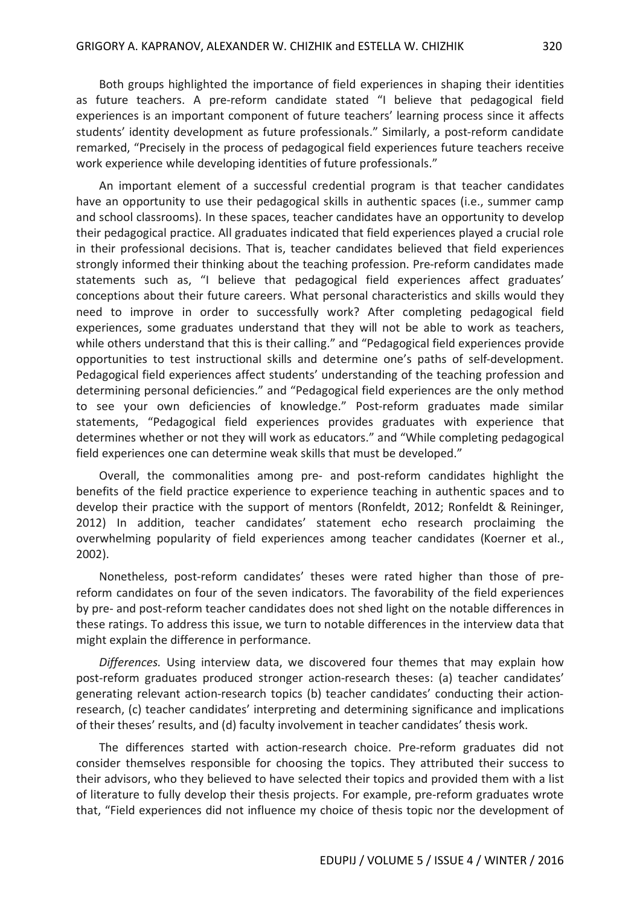Both groups highlighted the importance of field experiences in shaping their identities as future teachers. A pre-reform candidate stated "I believe that pedagogical field experiences is an important component of future teachers' learning process since it affects students' identity development as future professionals." Similarly, a post-reform candidate remarked, "Precisely in the process of pedagogical field experiences future teachers receive work experience while developing identities of future professionals."

An important element of a successful credential program is that teacher candidates have an opportunity to use their pedagogical skills in authentic spaces (i.e., summer camp and school classrooms). In these spaces, teacher candidates have an opportunity to develop their pedagogical practice. All graduates indicated that field experiences played a crucial role in their professional decisions. That is, teacher candidates believed that field experiences strongly informed their thinking about the teaching profession. Pre-reform candidates made statements such as, "I believe that pedagogical field experiences affect graduates' conceptions about their future careers. What personal characteristics and skills would they need to improve in order to successfully work? After completing pedagogical field experiences, some graduates understand that they will not be able to work as teachers, while others understand that this is their calling." and "Pedagogical field experiences provide opportunities to test instructional skills and determine one's paths of self-development. Pedagogical field experiences affect students' understanding of the teaching profession and determining personal deficiencies." and "Pedagogical field experiences are the only method to see your own deficiencies of knowledge." Post-reform graduates made similar statements, "Pedagogical field experiences provides graduates with experience that determines whether or not they will work as educators." and "While completing pedagogical field experiences one can determine weak skills that must be developed."

Overall, the commonalities among pre- and post-reform candidates highlight the benefits of the field practice experience to experience teaching in authentic spaces and to develop their practice with the support of mentors (Ronfeldt, 2012; Ronfeldt & Reininger, 2012) In addition, teacher candidates' statement echo research proclaiming the overwhelming popularity of field experiences among teacher candidates (Koerner et al., 2002).

Nonetheless, post-reform candidates' theses were rated higher than those of pre-reform candidates on four of the seven indicators. The favorability of the field experiences by pre- and post-reform teacher candidates does not shed light on the notable differences in these ratings. To address this issue, we turn to notable differences in the interview data that might explain the difference in performance.

*Differences.* Using interview data, we discovered four themes that may explain how post-reform graduates produced stronger action-research theses: (a) teacher candidates' generating relevant action-research topics (b) teacher candidates' conducting their action-research, (c) teacher candidates' interpreting and determining significance and implications of their theses' results, and (d) faculty involvement in teacher candidates' thesis work.

The differences started with action-research choice. Pre-reform graduates did not consider themselves responsible for choosing the topics. They attributed their success to their advisors, who they believed to have selected their topics and provided them with a list of literature to fully develop their thesis projects. For example, pre-reform graduates wrote that, "Field experiences did not influence my choice of thesis topic nor the development of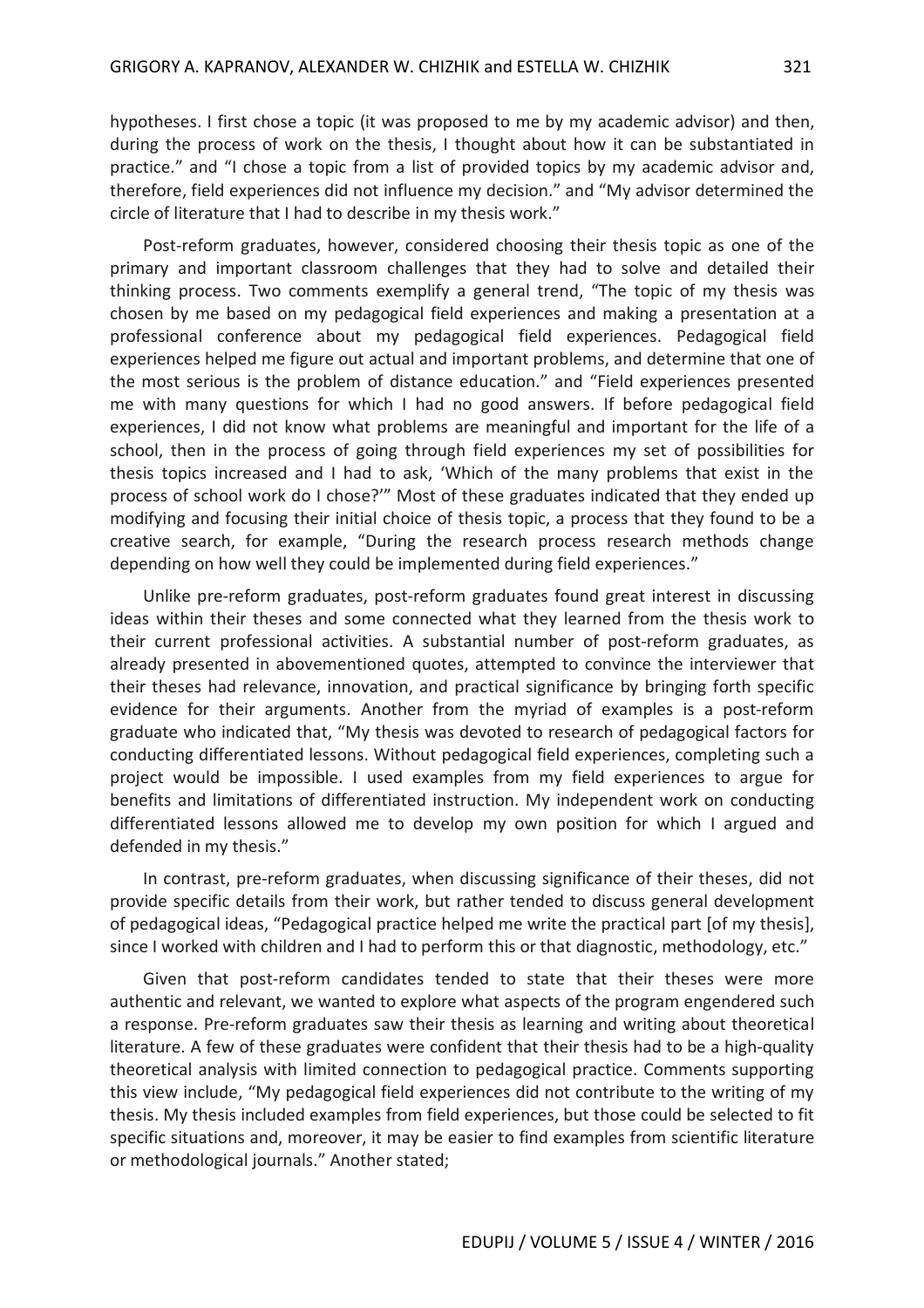hypotheses. I first chose a topic (it was proposed to me by my academic advisor) and then, during the process of work on the thesis, I thought about how it can be substantiated in practice." and "I chose a topic from a list of provided topics by my academic advisor and, therefore, field experiences did not influence my decision." and "My advisor determined the circle of literature that I had to describe in my thesis work."

Post-reform graduates, however, considered choosing their thesis topic as one of the primary and important classroom challenges that they had to solve and detailed their thinking process. Two comments exemplify a general trend, "The topic of my thesis was chosen by me based on my pedagogical field experiences and making a presentation at a professional conference about my pedagogical field experiences. Pedagogical field experiences helped me figure out actual and important problems, and determine that one of the most serious is the problem of distance education." and "Field experiences presented me with many questions for which I had no good answers. If before pedagogical field experiences, I did not know what problems are meaningful and important for the life of a school, then in the process of going through field experiences my set of possibilities for thesis topics increased and I had to ask, 'Which of the many problems that exist in the process of school work do I chose?'" Most of these graduates indicated that they ended up modifying and focusing their initial choice of thesis topic, a process that they found to be a creative search, for example, "During the research process research methods change depending on how well they could be implemented during field experiences."

Unlike pre-reform graduates, post-reform graduates found great interest in discussing ideas within their theses and some connected what they learned from the thesis work to their current professional activities. A substantial number of post-reform graduates, as already presented in abovementioned quotes, attempted to convince the interviewer that their theses had relevance, innovation, and practical significance by bringing forth specific evidence for their arguments. Another from the myriad of examples is a post-reform graduate who indicated that, "My thesis was devoted to research of pedagogical factors for conducting differentiated lessons. Without pedagogical field experiences, completing such a project would be impossible. I used examples from my field experiences to argue for benefits and limitations of differentiated instruction. My independent work on conducting differentiated lessons allowed me to develop my own position for which I argued and defended in my thesis."

In contrast, pre-reform graduates, when discussing significance of their theses, did not provide specific details from their work, but rather tended to discuss general development of pedagogical ideas, "Pedagogical practice helped me write the practical part [of my thesis], since I worked with children and I had to perform this or that diagnostic, methodology, etc."

Given that post-reform candidates tended to state that their theses were more authentic and relevant, we wanted to explore what aspects of the program engendered such a response. Pre-reform graduates saw their thesis as learning and writing about theoretical literature. A few of these graduates were confident that their thesis had to be a high-quality theoretical analysis with limited connection to pedagogical practice. Comments supporting this view include, "My pedagogical field experiences did not contribute to the writing of my thesis. My thesis included examples from field experiences, but those could be selected to fit specific situations and, moreover, it may be easier to find examples from scientific literature or methodological journals." Another stated;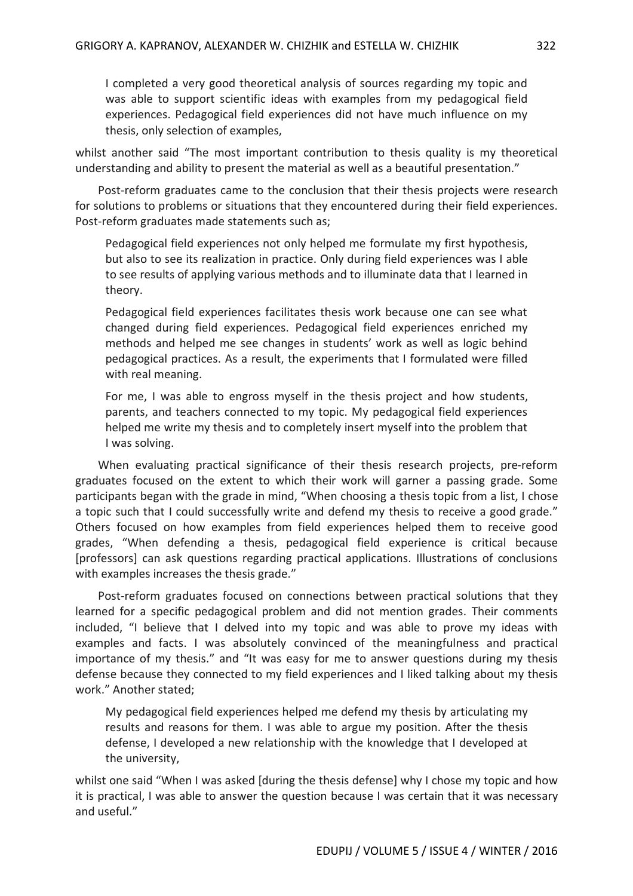> I completed a very good theoretical analysis of sources regarding my topic and was able to support scientific ideas with examples from my pedagogical field experiences. Pedagogical field experiences did not have much influence on my thesis, only selection of examples,

whilst another said "The most important contribution to thesis quality is my theoretical understanding and ability to present the material as well as a beautiful presentation."

Post-reform graduates came to the conclusion that their thesis projects were research for solutions to problems or situations that they encountered during their field experiences. Post-reform graduates made statements such as;

> Pedagogical field experiences not only helped me formulate my first hypothesis, but also to see its realization in practice. Only during field experiences was I able to see results of applying various methods and to illuminate data that I learned in theory.
>
> Pedagogical field experiences facilitates thesis work because one can see what changed during field experiences. Pedagogical field experiences enriched my methods and helped me see changes in students' work as well as logic behind pedagogical practices. As a result, the experiments that I formulated were filled with real meaning.
>
> For me, I was able to engross myself in the thesis project and how students, parents, and teachers connected to my topic. My pedagogical field experiences helped me write my thesis and to completely insert myself into the problem that I was solving.

When evaluating practical significance of their thesis research projects, pre-reform graduates focused on the extent to which their work will garner a passing grade. Some participants began with the grade in mind, "When choosing a thesis topic from a list, I chose a topic such that I could successfully write and defend my thesis to receive a good grade." Others focused on how examples from field experiences helped them to receive good grades, "When defending a thesis, pedagogical field experience is critical because [professors] can ask questions regarding practical applications. Illustrations of conclusions with examples increases the thesis grade."

Post-reform graduates focused on connections between practical solutions that they learned for a specific pedagogical problem and did not mention grades. Their comments included, "I believe that I delved into my topic and was able to prove my ideas with examples and facts. I was absolutely convinced of the meaningfulness and practical importance of my thesis." and "It was easy for me to answer questions during my thesis defense because they connected to my field experiences and I liked talking about my thesis work." Another stated;

> My pedagogical field experiences helped me defend my thesis by articulating my results and reasons for them. I was able to argue my position. After the thesis defense, I developed a new relationship with the knowledge that I developed at the university,

whilst one said "When I was asked [during the thesis defense] why I chose my topic and how it is practical, I was able to answer the question because I was certain that it was necessary and useful."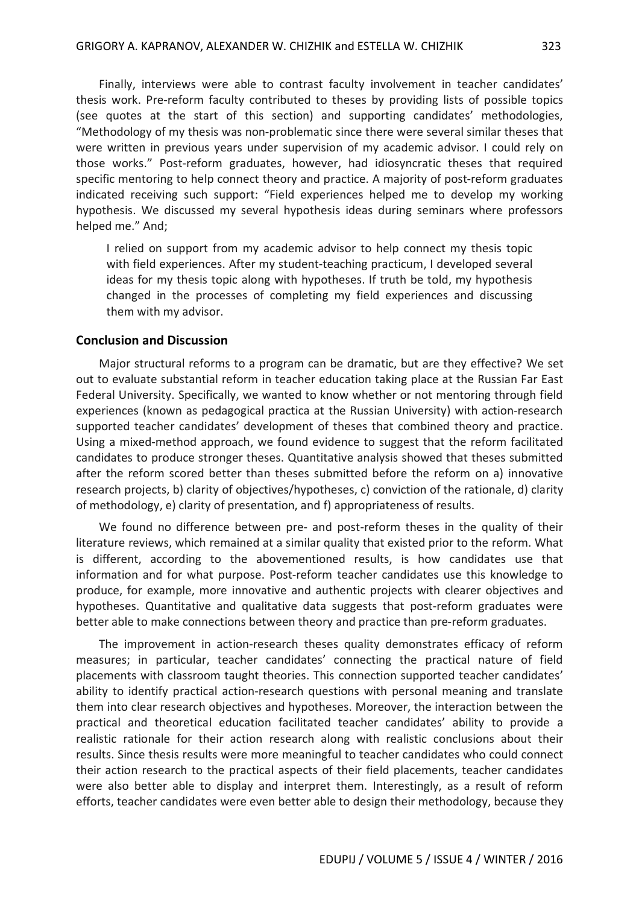Finally, interviews were able to contrast faculty involvement in teacher candidates' thesis work. Pre-reform faculty contributed to theses by providing lists of possible topics (see quotes at the start of this section) and supporting candidates' methodologies, "Methodology of my thesis was non-problematic since there were several similar theses that were written in previous years under supervision of my academic advisor. I could rely on those works." Post-reform graduates, however, had idiosyncratic theses that required specific mentoring to help connect theory and practice. A majority of post-reform graduates indicated receiving such support: "Field experiences helped me to develop my working hypothesis. We discussed my several hypothesis ideas during seminars where professors helped me." And;

> I relied on support from my academic advisor to help connect my thesis topic with field experiences. After my student-teaching practicum, I developed several ideas for my thesis topic along with hypotheses. If truth be told, my hypothesis changed in the processes of completing my field experiences and discussing them with my advisor.

## Conclusion and Discussion

Major structural reforms to a program can be dramatic, but are they effective? We set out to evaluate substantial reform in teacher education taking place at the Russian Far East Federal University. Specifically, we wanted to know whether or not mentoring through field experiences (known as pedagogical practica at the Russian University) with action-research supported teacher candidates' development of theses that combined theory and practice. Using a mixed-method approach, we found evidence to suggest that the reform facilitated candidates to produce stronger theses. Quantitative analysis showed that theses submitted after the reform scored better than theses submitted before the reform on a) innovative research projects, b) clarity of objectives/hypotheses, c) conviction of the rationale, d) clarity of methodology, e) clarity of presentation, and f) appropriateness of results.

We found no difference between pre- and post-reform theses in the quality of their literature reviews, which remained at a similar quality that existed prior to the reform. What is different, according to the abovementioned results, is how candidates use that information and for what purpose. Post-reform teacher candidates use this knowledge to produce, for example, more innovative and authentic projects with clearer objectives and hypotheses. Quantitative and qualitative data suggests that post-reform graduates were better able to make connections between theory and practice than pre-reform graduates.

The improvement in action-research theses quality demonstrates efficacy of reform measures; in particular, teacher candidates' connecting the practical nature of field placements with classroom taught theories. This connection supported teacher candidates' ability to identify practical action-research questions with personal meaning and translate them into clear research objectives and hypotheses. Moreover, the interaction between the practical and theoretical education facilitated teacher candidates' ability to provide a realistic rationale for their action research along with realistic conclusions about their results. Since thesis results were more meaningful to teacher candidates who could connect their action research to the practical aspects of their field placements, teacher candidates were also better able to display and interpret them. Interestingly, as a result of reform efforts, teacher candidates were even better able to design their methodology, because they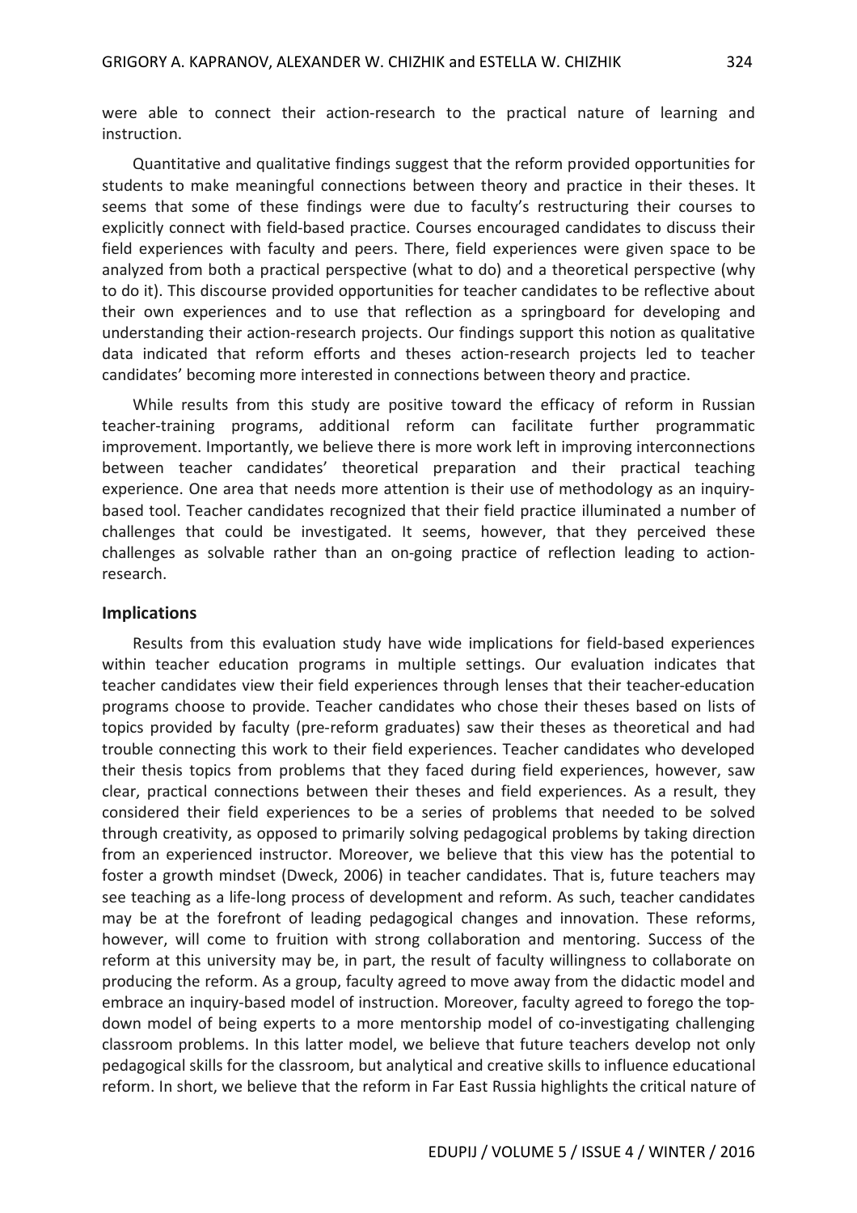were able to connect their action-research to the practical nature of learning and instruction.

Quantitative and qualitative findings suggest that the reform provided opportunities for students to make meaningful connections between theory and practice in their theses. It seems that some of these findings were due to faculty's restructuring their courses to explicitly connect with field-based practice. Courses encouraged candidates to discuss their field experiences with faculty and peers. There, field experiences were given space to be analyzed from both a practical perspective (what to do) and a theoretical perspective (why to do it). This discourse provided opportunities for teacher candidates to be reflective about their own experiences and to use that reflection as a springboard for developing and understanding their action-research projects. Our findings support this notion as qualitative data indicated that reform efforts and theses action-research projects led to teacher candidates' becoming more interested in connections between theory and practice.

While results from this study are positive toward the efficacy of reform in Russian teacher-training programs, additional reform can facilitate further programmatic improvement. Importantly, we believe there is more work left in improving interconnections between teacher candidates' theoretical preparation and their practical teaching experience. One area that needs more attention is their use of methodology as an inquiry-based tool. Teacher candidates recognized that their field practice illuminated a number of challenges that could be investigated. It seems, however, that they perceived these challenges as solvable rather than an on-going practice of reflection leading to action-research.

## Implications

Results from this evaluation study have wide implications for field-based experiences within teacher education programs in multiple settings. Our evaluation indicates that teacher candidates view their field experiences through lenses that their teacher-education programs choose to provide. Teacher candidates who chose their theses based on lists of topics provided by faculty (pre-reform graduates) saw their theses as theoretical and had trouble connecting this work to their field experiences. Teacher candidates who developed their thesis topics from problems that they faced during field experiences, however, saw clear, practical connections between their theses and field experiences. As a result, they considered their field experiences to be a series of problems that needed to be solved through creativity, as opposed to primarily solving pedagogical problems by taking direction from an experienced instructor. Moreover, we believe that this view has the potential to foster a growth mindset (Dweck, 2006) in teacher candidates. That is, future teachers may see teaching as a life-long process of development and reform. As such, teacher candidates may be at the forefront of leading pedagogical changes and innovation. These reforms, however, will come to fruition with strong collaboration and mentoring. Success of the reform at this university may be, in part, the result of faculty willingness to collaborate on producing the reform. As a group, faculty agreed to move away from the didactic model and embrace an inquiry-based model of instruction. Moreover, faculty agreed to forego the top-down model of being experts to a more mentorship model of co-investigating challenging classroom problems. In this latter model, we believe that future teachers develop not only pedagogical skills for the classroom, but analytical and creative skills to influence educational reform. In short, we believe that the reform in Far East Russia highlights the critical nature of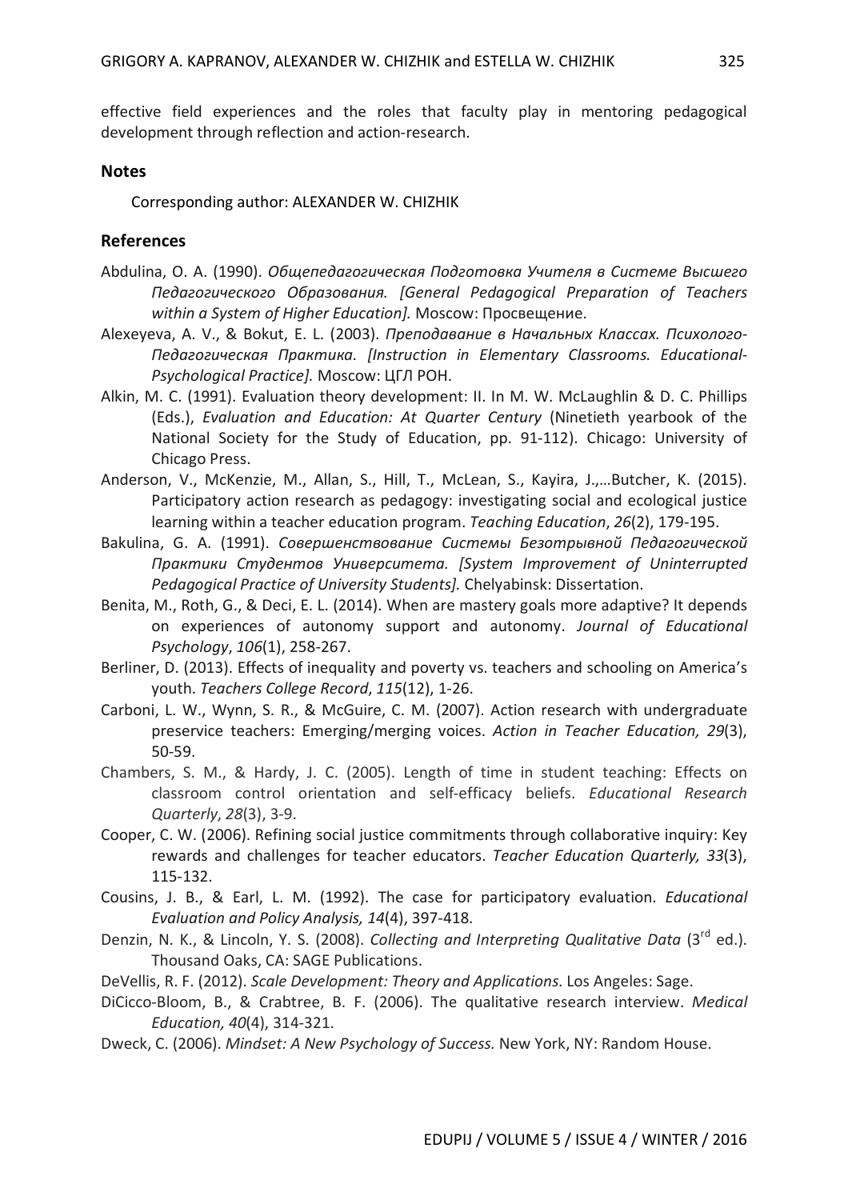effective field experiences and the roles that faculty play in mentoring pedagogical development through reflection and action-research.

## Notes

Corresponding author: ALEXANDER W. CHIZHIK

## References

Abdulina, O. A. (1990). *Общепедагогическая Подготовка Учителя в Системе Высшего Педагогического Образования. [General Pedagogical Preparation of Teachers within a System of Higher Education].* Moscow: Просвещение.

Alexeyeva, A. V., & Bokut, E. L. (2003). *Преподавание в Начальных Классах. Психолого-Педагогическая Практика. [Instruction in Elementary Classrooms. Educational-Psychological Practice].* Moscow: ЦГЛ РОН.

Alkin, M. C. (1991). Evaluation theory development: II. In M. W. McLaughlin & D. C. Phillips (Eds.), *Evaluation and Education: At Quarter Century* (Ninetieth yearbook of the National Society for the Study of Education, pp. 91-112). Chicago: University of Chicago Press.

Anderson, V., McKenzie, M., Allan, S., Hill, T., McLean, S., Kayira, J.,…Butcher, K. (2015). Participatory action research as pedagogy: investigating social and ecological justice learning within a teacher education program. *Teaching Education*, *26*(2), 179-195.

Bakulina, G. A. (1991). *Совершенствование Системы Безотрывной Педагогической Практики Студентов Университета. [System Improvement of Uninterrupted Pedagogical Practice of University Students].* Chelyabinsk: Dissertation.

Benita, M., Roth, G., & Deci, E. L. (2014). When are mastery goals more adaptive? It depends on experiences of autonomy support and autonomy. *Journal of Educational Psychology*, *106*(1), 258-267.

Berliner, D. (2013). Effects of inequality and poverty vs. teachers and schooling on America's youth. *Teachers College Record*, *115*(12), 1-26.

Carboni, L. W., Wynn, S. R., & McGuire, C. M. (2007). Action research with undergraduate preservice teachers: Emerging/merging voices. *Action in Teacher Education, 29*(3), 50-59.

Chambers, S. M., & Hardy, J. C. (2005). Length of time in student teaching: Effects on classroom control orientation and self-efficacy beliefs. *Educational Research Quarterly*, *28*(3), 3-9.

Cooper, C. W. (2006). Refining social justice commitments through collaborative inquiry: Key rewards and challenges for teacher educators. *Teacher Education Quarterly, 33*(3), 115-132.

Cousins, J. B., & Earl, L. M. (1992). The case for participatory evaluation. *Educational Evaluation and Policy Analysis, 14*(4), 397-418.

Denzin, N. K., & Lincoln, Y. S. (2008). *Collecting and Interpreting Qualitative Data* (3rd ed.). Thousand Oaks, CA: SAGE Publications.

DeVellis, R. F. (2012). *Scale Development: Theory and Applications.* Los Angeles: Sage.

DiCicco-Bloom, B., & Crabtree, B. F. (2006). The qualitative research interview. *Medical Education, 40*(4), 314-321.

Dweck, C. (2006). *Mindset: A New Psychology of Success.* New York, NY: Random House.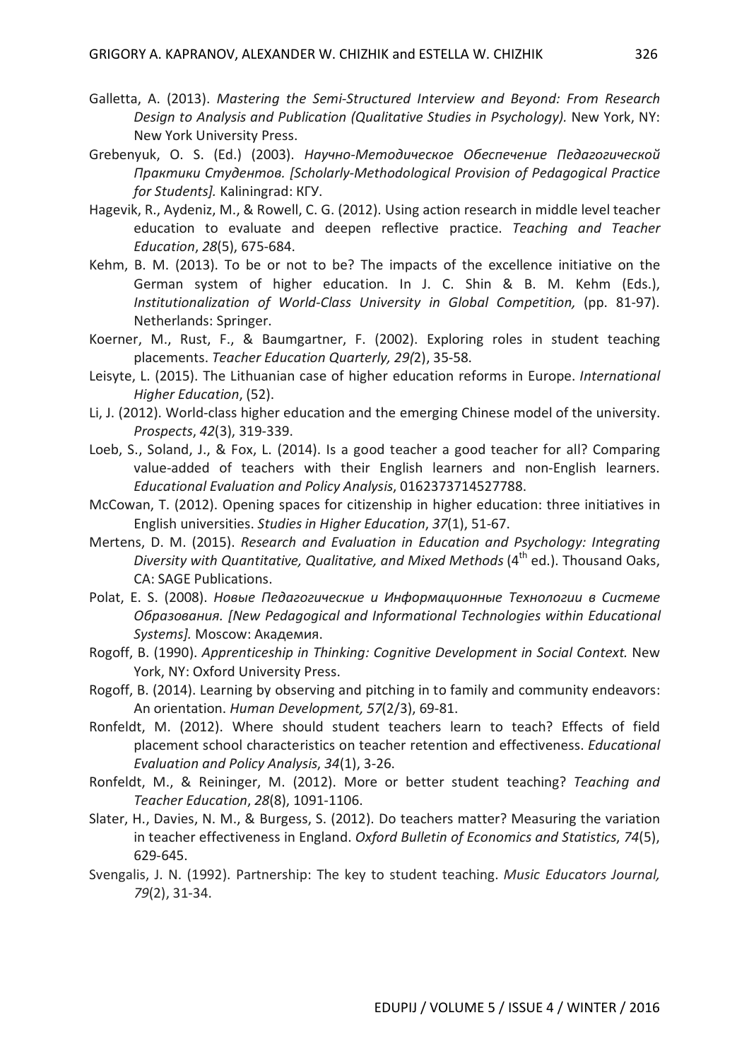Galletta, A. (2013). *Mastering the Semi-Structured Interview and Beyond: From Research Design to Analysis and Publication (Qualitative Studies in Psychology).* New York, NY: New York University Press.

Grebenyuk, O. S. (Ed.) (2003). *Научно-Методическое Обеспечение Педагогической Практики Студентов. [Scholarly-Methodological Provision of Pedagogical Practice for Students].* Kaliningrad: КГУ.

Hagevik, R., Aydeniz, M., & Rowell, C. G. (2012). Using action research in middle level teacher education to evaluate and deepen reflective practice. *Teaching and Teacher Education*, *28*(5), 675-684.

Kehm, B. M. (2013). To be or not to be? The impacts of the excellence initiative on the German system of higher education. In J. C. Shin & B. M. Kehm (Eds.), *Institutionalization of World-Class University in Global Competition,* (pp. 81-97). Netherlands: Springer.

Koerner, M., Rust, F., & Baumgartner, F. (2002). Exploring roles in student teaching placements. *Teacher Education Quarterly, 29(*2), 35-58.

Leisyte, L. (2015). The Lithuanian case of higher education reforms in Europe. *International Higher Education*, (52).

Li, J. (2012). World-class higher education and the emerging Chinese model of the university. *Prospects*, *42*(3), 319-339.

Loeb, S., Soland, J., & Fox, L. (2014). Is a good teacher a good teacher for all? Comparing value-added of teachers with their English learners and non-English learners. *Educational Evaluation and Policy Analysis*, 0162373714527788.

McCowan, T. (2012). Opening spaces for citizenship in higher education: three initiatives in English universities. *Studies in Higher Education*, *37*(1), 51-67.

Mertens, D. M. (2015). *Research and Evaluation in Education and Psychology: Integrating Diversity with Quantitative, Qualitative, and Mixed Methods* (4th ed.). Thousand Oaks, CA: SAGE Publications.

Polat, E. S. (2008). *Новые Педагогические и Информационные Технологии в Системе Образования. [New Pedagogical and Informational Technologies within Educational Systems].* Moscow: Академия.

Rogoff, B. (1990). *Apprenticeship in Thinking: Cognitive Development in Social Context.* New York, NY: Oxford University Press.

Rogoff, B. (2014). Learning by observing and pitching in to family and community endeavors: An orientation. *Human Development, 57*(2/3), 69-81.

Ronfeldt, M. (2012). Where should student teachers learn to teach? Effects of field placement school characteristics on teacher retention and effectiveness. *Educational Evaluation and Policy Analysis*, *34*(1), 3-26.

Ronfeldt, M., & Reininger, M. (2012). More or better student teaching? *Teaching and Teacher Education*, *28*(8), 1091-1106.

Slater, H., Davies, N. M., & Burgess, S. (2012). Do teachers matter? Measuring the variation in teacher effectiveness in England. *Oxford Bulletin of Economics and Statistics*, *74*(5), 629-645.

Svengalis, J. N. (1992). Partnership: The key to student teaching. *Music Educators Journal, 79*(2), 31-34.